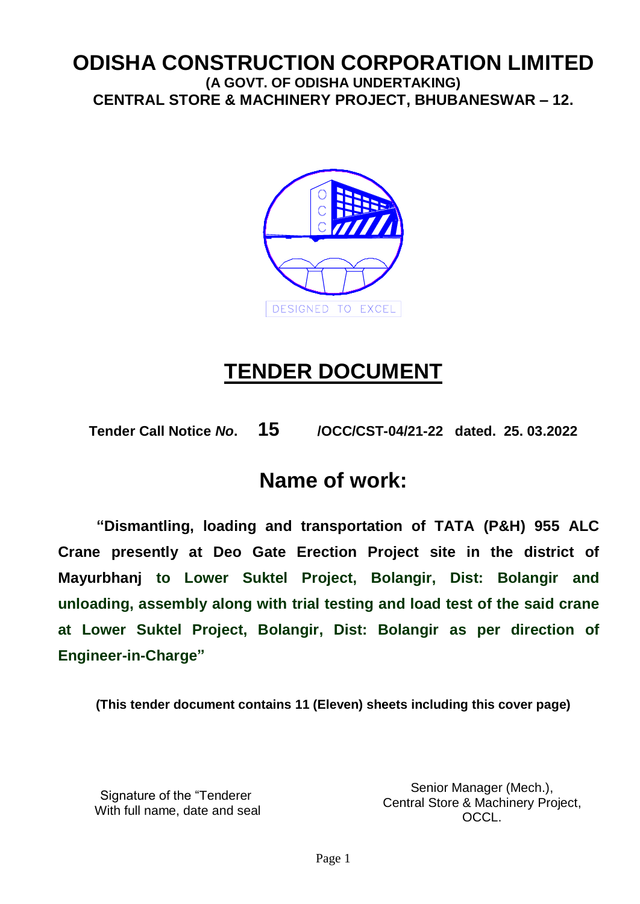# ODISHA CONSTRUCTION CORPORATION LIMITED

**(A GOVT. OF ODISHA UNDERTAKING)**
**CENTRAL STORE & MACHINERY PROJECT, BHUBANESWAR – 12.**

DESIGNED TO EXCEL

# TENDER DOCUMENT

**Tender Call Notice *No*. 15 /OCC/CST-04/21-22 dated. 25. 03.2022**

## Name of work:

**"Dismantling, loading and transportation of TATA (P&H) 955 ALC Crane presently at Deo Gate Erection Project site in the district of Mayurbhanj to Lower Suktel Project, Bolangir, Dist: Bolangir and unloading, assembly along with trial testing and load test of the said crane at Lower Suktel Project, Bolangir, Dist: Bolangir as per direction of Engineer-in-Charge"**

**(This tender document contains 11 (Eleven) sheets including this cover page)**

Signature of the "Tenderer
With full name, date and seal

Senior Manager (Mech.),
Central Store & Machinery Project,
OCCL.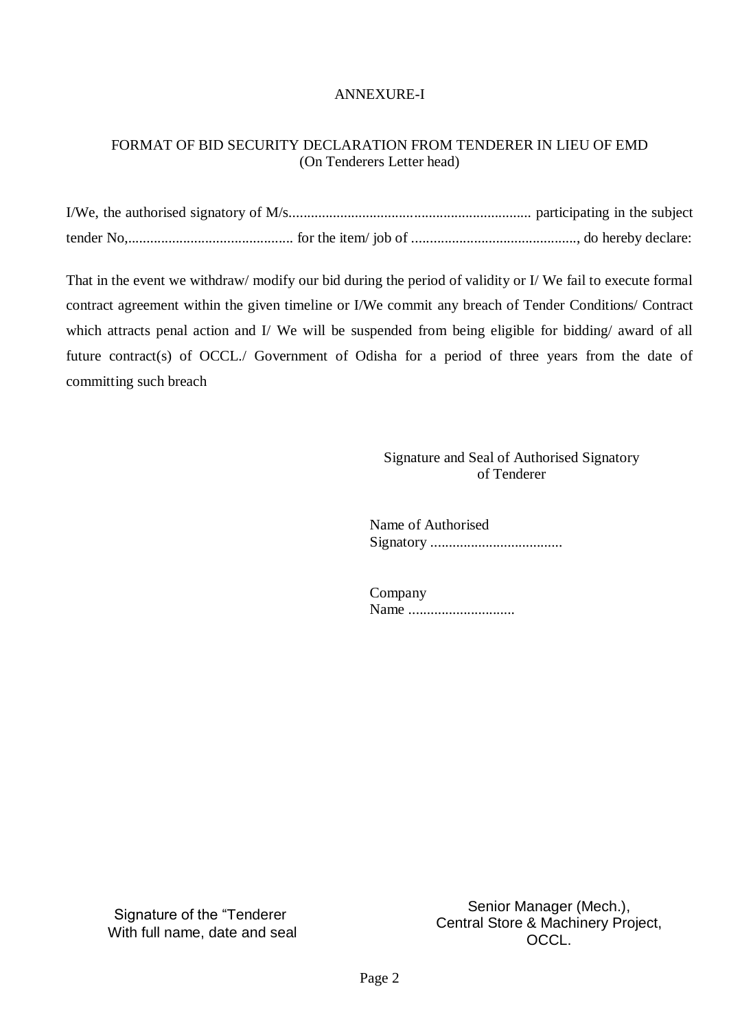ANNEXURE-I

FORMAT OF BID SECURITY DECLARATION FROM TENDERER IN LIEU OF EMD
(On Tenderers Letter head)

I/We, the authorised signatory of M/s.................................................................. participating in the subject tender No,............................................. for the item/ job of ............................................., do hereby declare:

That in the event we withdraw/ modify our bid during the period of validity or I/ We fail to execute formal contract agreement within the given timeline or I/We commit any breach of Tender Conditions/ Contract which attracts penal action and I/ We will be suspended from being eligible for bidding/ award of all future contract(s) of OCCL./ Government of Odisha for a period of three years from the date of committing such breach

Signature and Seal of Authorised Signatory
of Tenderer

Name of Authorised
Signatory ....................................

Company
Name .............................

Signature of the "Tenderer
With full name, date and seal

Senior Manager (Mech.),
Central Store & Machinery Project,
OCCL.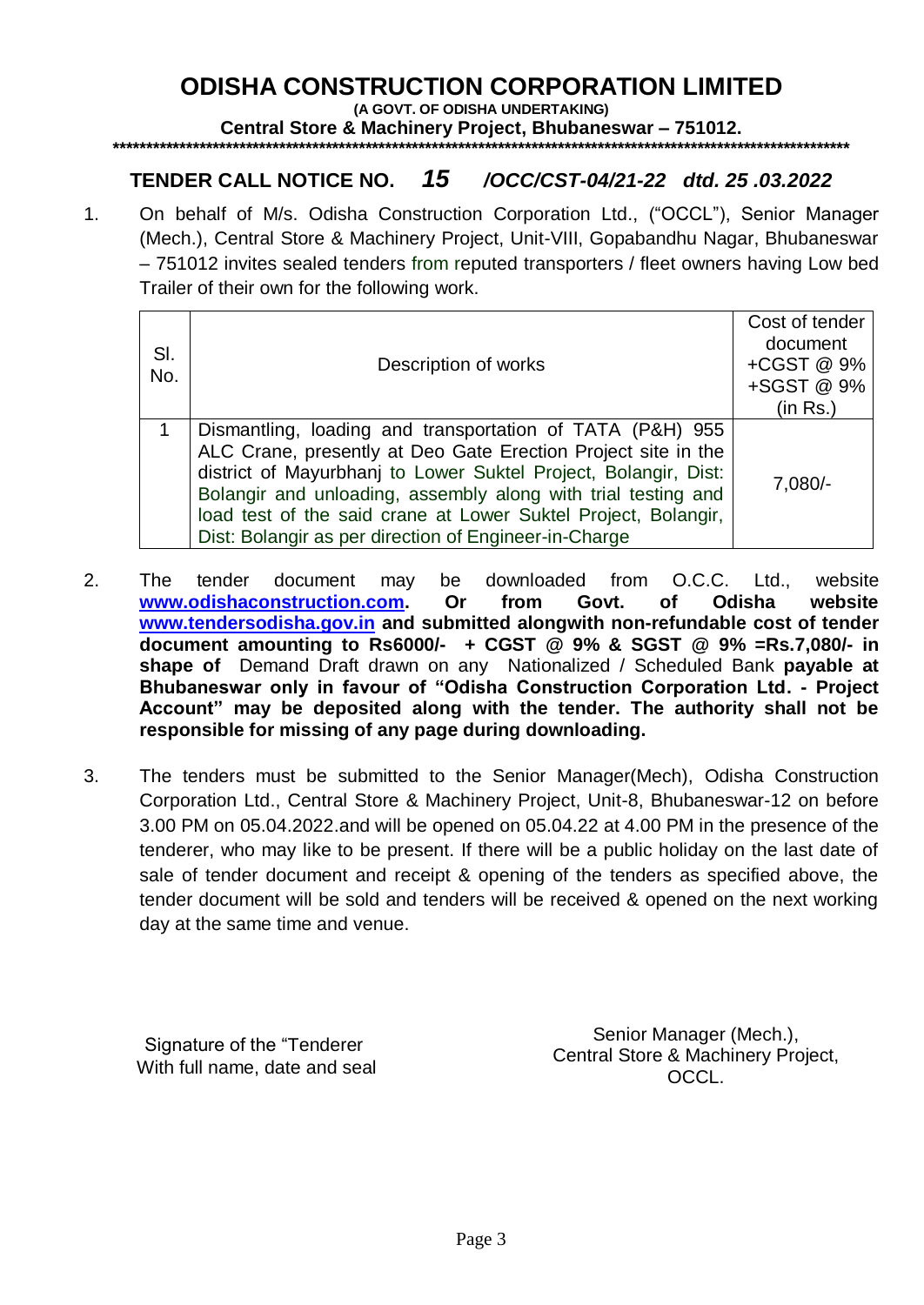# ODISHA CONSTRUCTION CORPORATION LIMITED

**(A GOVT. OF ODISHA UNDERTAKING)**

**Central Store & Machinery Project, Bhubaneswar – 751012.**

****************************************************************************************************************

## TENDER CALL NOTICE NO. *15* */OCC/CST-04/21-22 dtd. 25 .03.2022*

1. On behalf of M/s. Odisha Construction Corporation Ltd., ("OCCL"), Senior Manager (Mech.), Central Store & Machinery Project, Unit-VIII, Gopabandhu Nagar, Bhubaneswar – 751012 invites sealed tenders from reputed transporters / fleet owners having Low bed Trailer of their own for the following work.

| Sl. No. | Description of works | Cost of tender document +CGST @ 9% +SGST @ 9% (in Rs.) |
|---|---|---|
| 1 | Dismantling, loading and transportation of TATA (P&H) 955 ALC Crane, presently at Deo Gate Erection Project site in the district of Mayurbhanj to Lower Suktel Project, Bolangir, Dist: Bolangir and unloading, assembly along with trial testing and load test of the said crane at Lower Suktel Project, Bolangir, Dist: Bolangir as per direction of Engineer-in-Charge | 7,080/- |

2. The tender document may be downloaded from O.C.C. Ltd., website **www.odishaconstruction.com. Or from Govt. of Odisha website www.tendersodisha.gov.in and submitted alongwith non-refundable cost of tender document amounting to Rs6000/- + CGST @ 9% & SGST @ 9% =Rs.7,080/- in shape of** Demand Draft drawn on any Nationalized / Scheduled Bank **payable at Bhubaneswar only in favour of "Odisha Construction Corporation Ltd. - Project Account" may be deposited along with the tender. The authority shall not be responsible for missing of any page during downloading.**

3. The tenders must be submitted to the Senior Manager(Mech), Odisha Construction Corporation Ltd., Central Store & Machinery Project, Unit-8, Bhubaneswar-12 on before 3.00 PM on 05.04.2022.and will be opened on 05.04.22 at 4.00 PM in the presence of the tenderer, who may like to be present. If there will be a public holiday on the last date of sale of tender document and receipt & opening of the tenders as specified above, the tender document will be sold and tenders will be received & opened on the next working day at the same time and venue.

Signature of the "Tenderer
With full name, date and seal

Senior Manager (Mech.),
Central Store & Machinery Project,
OCCL.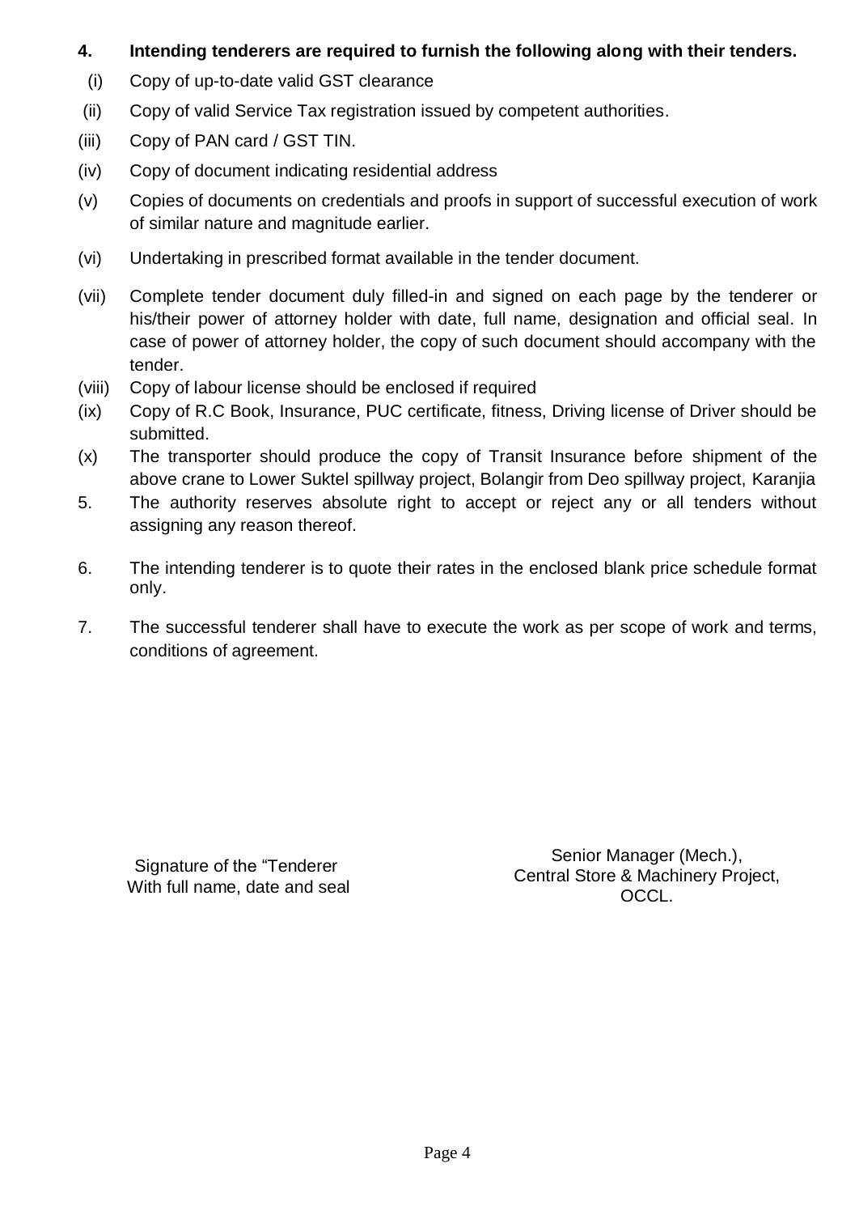4. **Intending tenderers are required to furnish the following along with their tenders.**

(i) Copy of up-to-date valid GST clearance

(ii) Copy of valid Service Tax registration issued by competent authorities.

(iii) Copy of PAN card / GST TIN.

(iv) Copy of document indicating residential address

(v) Copies of documents on credentials and proofs in support of successful execution of work of similar nature and magnitude earlier.

(vi) Undertaking in prescribed format available in the tender document.

(vii) Complete tender document duly filled-in and signed on each page by the tenderer or his/their power of attorney holder with date, full name, designation and official seal. In case of power of attorney holder, the copy of such document should accompany with the tender.

(viii) Copy of labour license should be enclosed if required

(ix) Copy of R.C Book, Insurance, PUC certificate, fitness, Driving license of Driver should be submitted.

(x) The transporter should produce the copy of Transit Insurance before shipment of the above crane to Lower Suktel spillway project, Bolangir from Deo spillway project, Karanjia

5. The authority reserves absolute right to accept or reject any or all tenders without assigning any reason thereof.

6. The intending tenderer is to quote their rates in the enclosed blank price schedule format only.

7. The successful tenderer shall have to execute the work as per scope of work and terms, conditions of agreement.

Signature of the "Tenderer
With full name, date and seal

Senior Manager (Mech.),
Central Store & Machinery Project,
OCCL.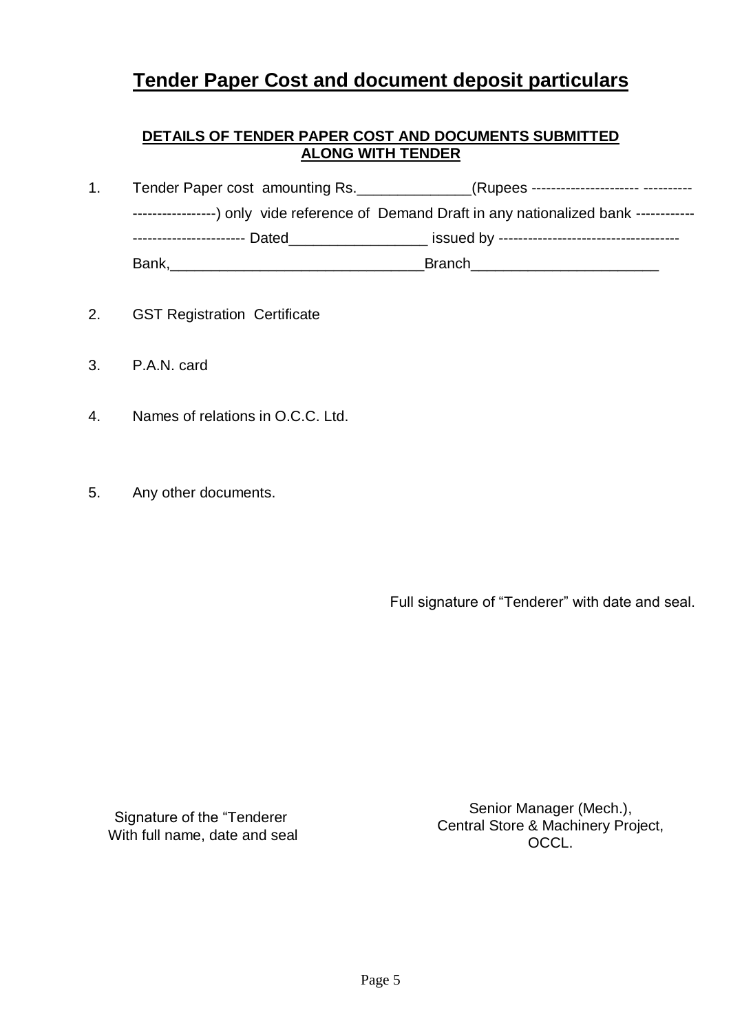# Tender Paper Cost and document deposit particulars

**DETAILS OF TENDER PAPER COST AND DOCUMENTS SUBMITTED ALONG WITH TENDER**

1. Tender Paper cost amounting Rs.______________(Rupees ---------------------- ---------- -----------------) only vide reference of Demand Draft in any nationalized bank ------------ ----------------------- Dated_________________ issued by ------------------------------------- Bank,________________________________Branch________________________

2. GST Registration Certificate

3. P.A.N. card

4. Names of relations in O.C.C. Ltd.

5. Any other documents.

Full signature of "Tenderer" with date and seal.

Signature of the "Tenderer
With full name, date and seal

Senior Manager (Mech.),
Central Store & Machinery Project,
OCCL.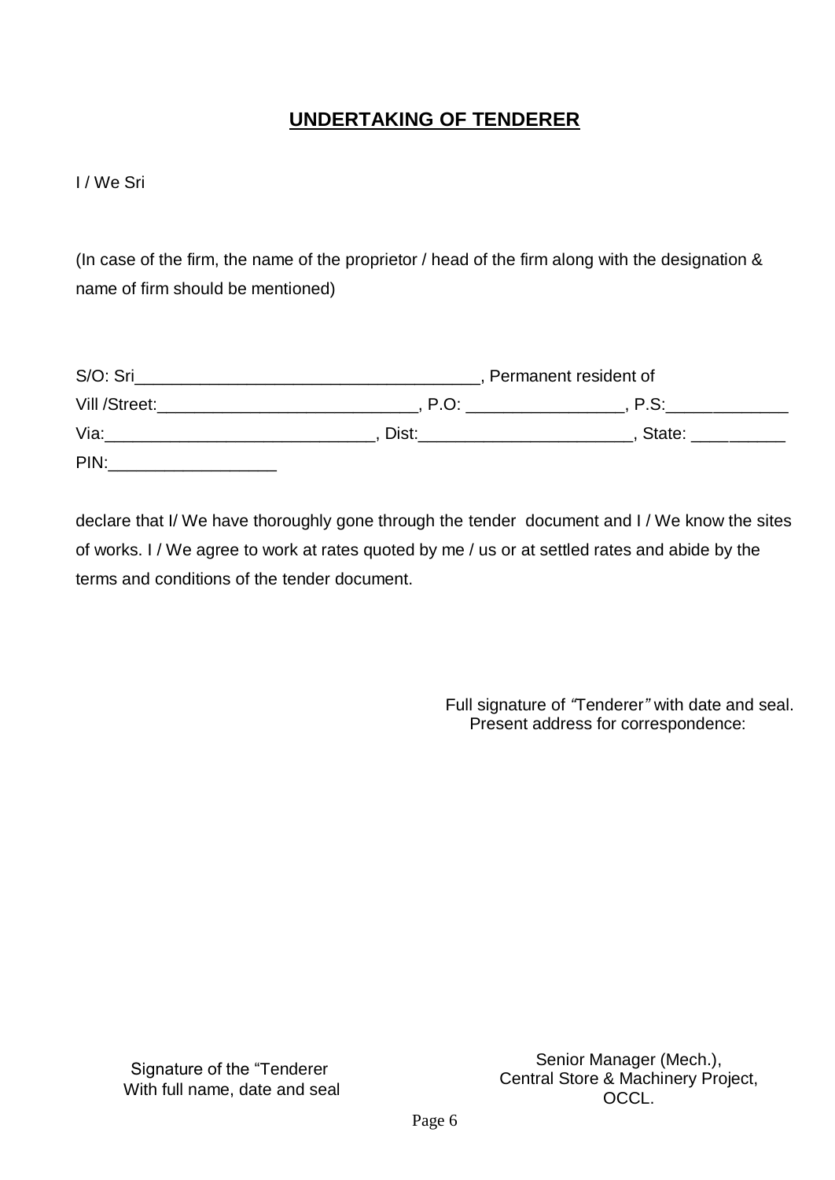## UNDERTAKING OF TENDERER

I / We Sri

(In case of the firm, the name of the proprietor / head of the firm along with the designation & name of firm should be mentioned)

S/O: Sri_____________________________________, Permanent resident of

Vill /Street:____________________________, P.O: ________________, P.S:_____________

Via:_____________________________, Dist:_______________________, State: __________

PIN:__________________

declare that I/ We have thoroughly gone through the tender document and I / We know the sites of works. I / We agree to work at rates quoted by me / us or at settled rates and abide by the terms and conditions of the tender document.

Full signature of *"Tenderer"* with date and seal.
Present address for correspondence:

Signature of the "Tenderer
With full name, date and seal

Senior Manager (Mech.),
Central Store & Machinery Project,
OCCL.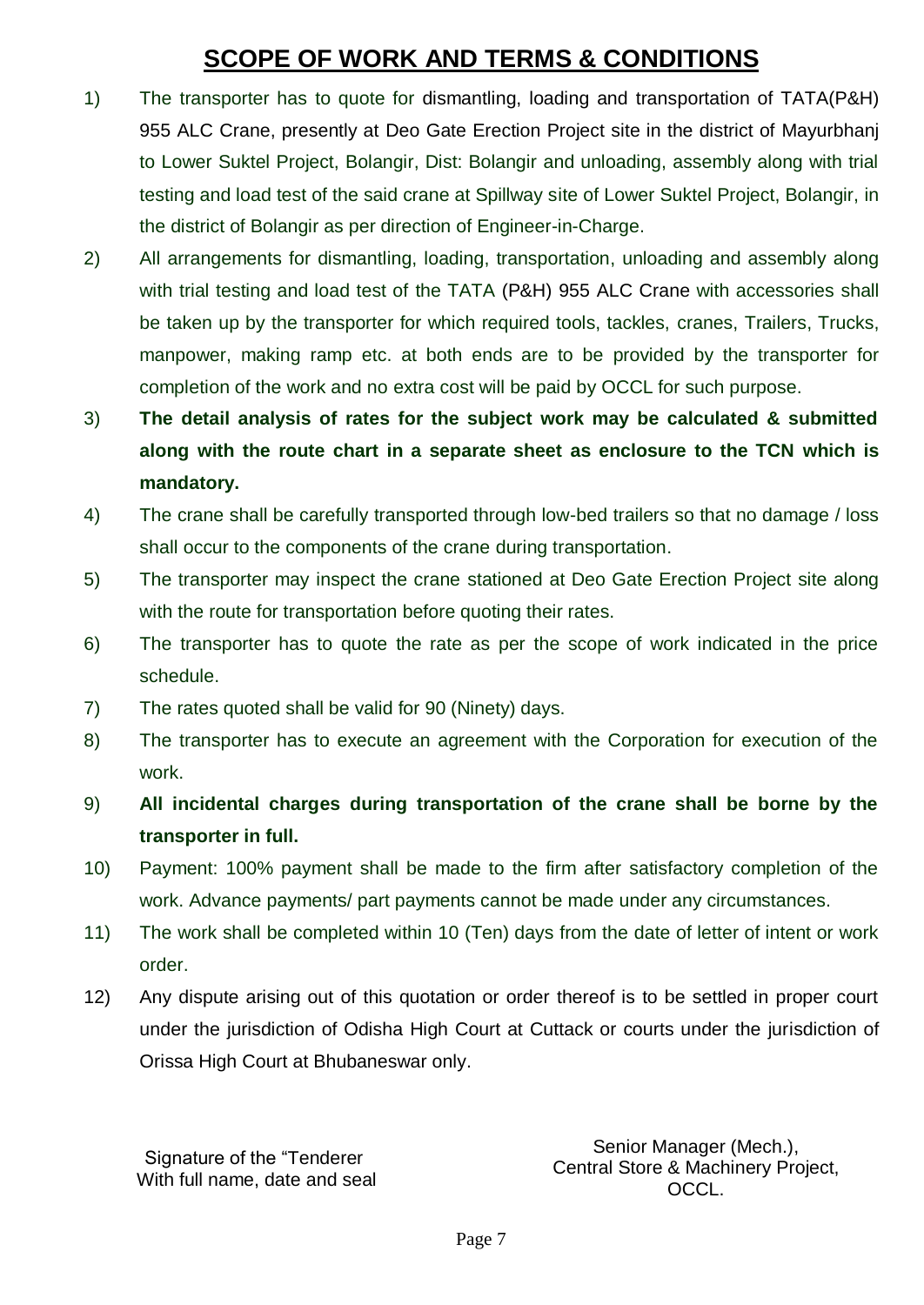# SCOPE OF WORK AND TERMS & CONDITIONS

1) The transporter has to quote for dismantling, loading and transportation of TATA(P&H) 955 ALC Crane, presently at Deo Gate Erection Project site in the district of Mayurbhanj to Lower Suktel Project, Bolangir, Dist: Bolangir and unloading, assembly along with trial testing and load test of the said crane at Spillway site of Lower Suktel Project, Bolangir, in the district of Bolangir as per direction of Engineer-in-Charge.
2) All arrangements for dismantling, loading, transportation, unloading and assembly along with trial testing and load test of the TATA (P&H) 955 ALC Crane with accessories shall be taken up by the transporter for which required tools, tackles, cranes, Trailers, Trucks, manpower, making ramp etc. at both ends are to be provided by the transporter for completion of the work and no extra cost will be paid by OCCL for such purpose.
3) **The detail analysis of rates for the subject work may be calculated & submitted along with the route chart in a separate sheet as enclosure to the TCN which is mandatory.**
4) The crane shall be carefully transported through low-bed trailers so that no damage / loss shall occur to the components of the crane during transportation.
5) The transporter may inspect the crane stationed at Deo Gate Erection Project site along with the route for transportation before quoting their rates.
6) The transporter has to quote the rate as per the scope of work indicated in the price schedule.
7) The rates quoted shall be valid for 90 (Ninety) days.
8) The transporter has to execute an agreement with the Corporation for execution of the work.
9) **All incidental charges during transportation of the crane shall be borne by the transporter in full.**
10) Payment: 100% payment shall be made to the firm after satisfactory completion of the work. Advance payments/ part payments cannot be made under any circumstances.
11) The work shall be completed within 10 (Ten) days from the date of letter of intent or work order.
12) Any dispute arising out of this quotation or order thereof is to be settled in proper court under the jurisdiction of Odisha High Court at Cuttack or courts under the jurisdiction of Orissa High Court at Bhubaneswar only.

Signature of the "Tenderer
With full name, date and seal

Senior Manager (Mech.),
Central Store & Machinery Project,
OCCL.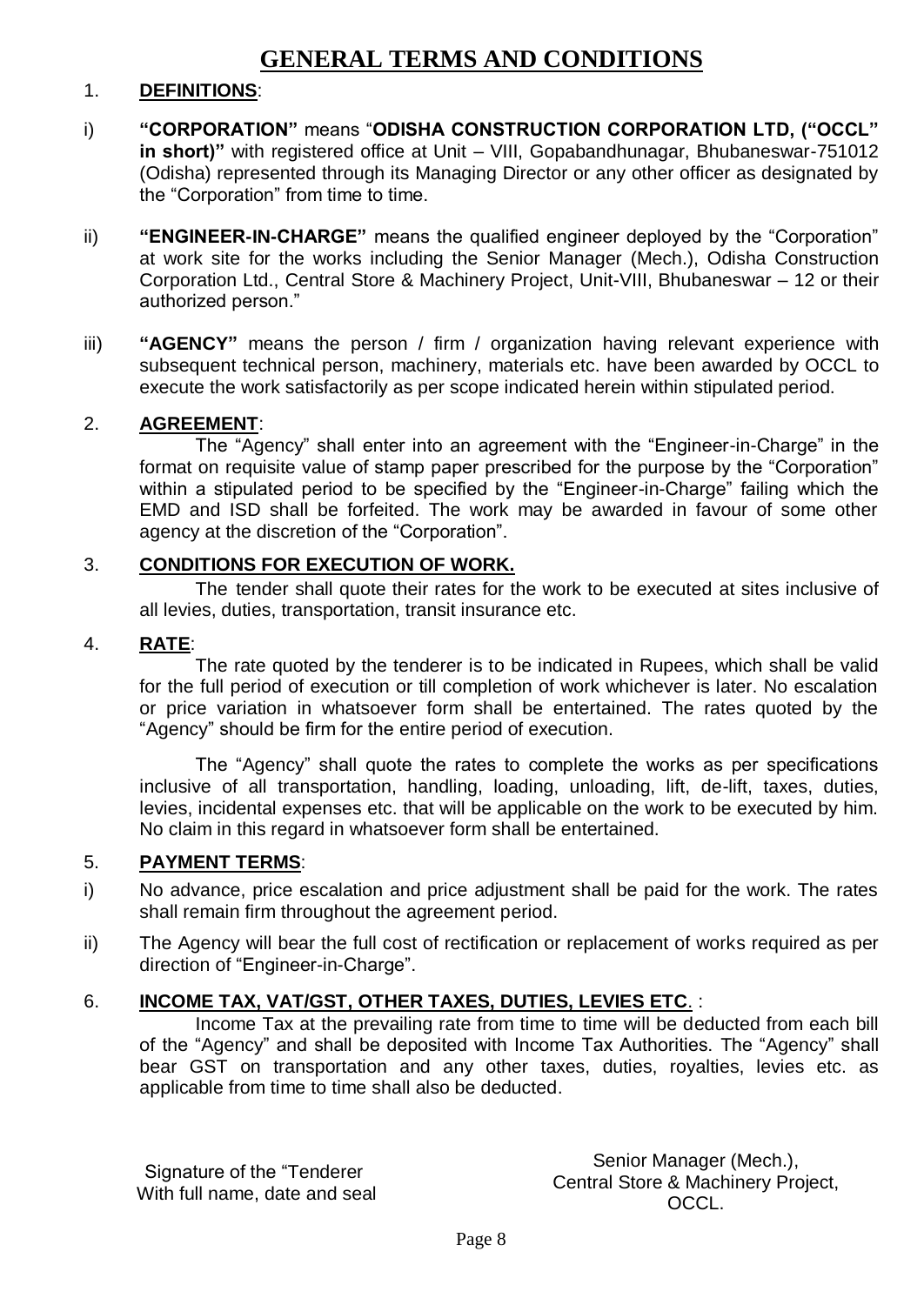# GENERAL TERMS AND CONDITIONS

1. **DEFINITIONS**:

i) **"CORPORATION"** means "**ODISHA CONSTRUCTION CORPORATION LTD, ("OCCL" in short)"** with registered office at Unit – VIII, Gopabandhunagar, Bhubaneswar-751012 (Odisha) represented through its Managing Director or any other officer as designated by the "Corporation" from time to time.

ii) **"ENGINEER-IN-CHARGE"** means the qualified engineer deployed by the "Corporation" at work site for the works including the Senior Manager (Mech.), Odisha Construction Corporation Ltd., Central Store & Machinery Project, Unit-VIII, Bhubaneswar – 12 or their authorized person."

iii) **"AGENCY"** means the person / firm / organization having relevant experience with subsequent technical person, machinery, materials etc. have been awarded by OCCL to execute the work satisfactorily as per scope indicated herein within stipulated period.

2. **AGREEMENT**:

The "Agency" shall enter into an agreement with the "Engineer-in-Charge" in the format on requisite value of stamp paper prescribed for the purpose by the "Corporation" within a stipulated period to be specified by the "Engineer-in-Charge" failing which the EMD and ISD shall be forfeited. The work may be awarded in favour of some other agency at the discretion of the "Corporation".

3. **CONDITIONS FOR EXECUTION OF WORK.**

The tender shall quote their rates for the work to be executed at sites inclusive of all levies, duties, transportation, transit insurance etc.

4. **RATE**:

The rate quoted by the tenderer is to be indicated in Rupees, which shall be valid for the full period of execution or till completion of work whichever is later. No escalation or price variation in whatsoever form shall be entertained. The rates quoted by the "Agency" should be firm for the entire period of execution.

The "Agency" shall quote the rates to complete the works as per specifications inclusive of all transportation, handling, loading, unloading, lift, de-lift, taxes, duties, levies, incidental expenses etc. that will be applicable on the work to be executed by him. No claim in this regard in whatsoever form shall be entertained.

5. **PAYMENT TERMS**:

i) No advance, price escalation and price adjustment shall be paid for the work. The rates shall remain firm throughout the agreement period.

ii) The Agency will bear the full cost of rectification or replacement of works required as per direction of "Engineer-in-Charge".

6. **INCOME TAX, VAT/GST, OTHER TAXES, DUTIES, LEVIES ETC**. :

Income Tax at the prevailing rate from time to time will be deducted from each bill of the "Agency" and shall be deposited with Income Tax Authorities. The "Agency" shall bear GST on transportation and any other taxes, duties, royalties, levies etc. as applicable from time to time shall also be deducted.

Signature of the "Tenderer
With full name, date and seal

Senior Manager (Mech.),
Central Store & Machinery Project,
OCCL.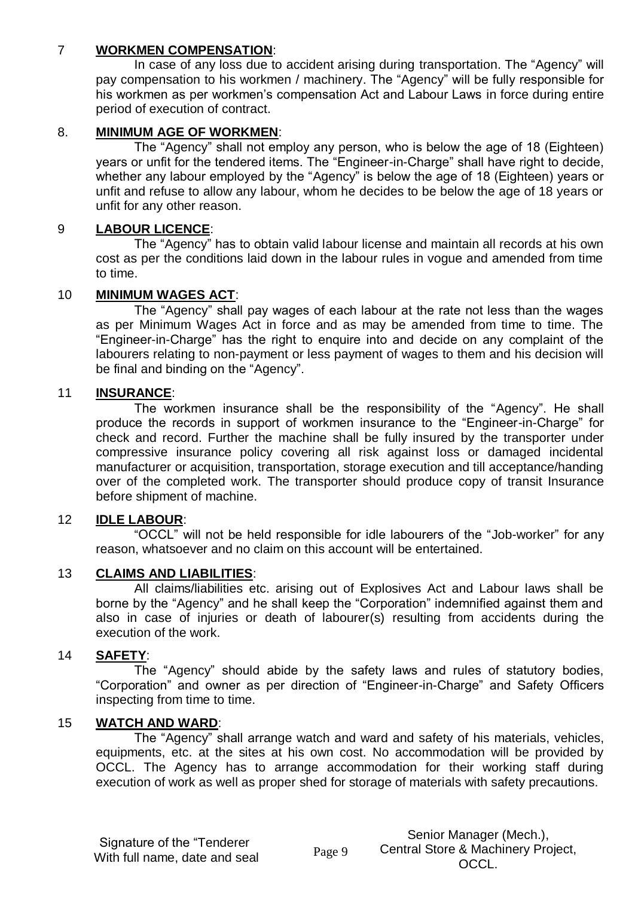7 **WORKMEN COMPENSATION**:

In case of any loss due to accident arising during transportation. The "Agency" will pay compensation to his workmen / machinery. The "Agency" will be fully responsible for his workmen as per workmen's compensation Act and Labour Laws in force during entire period of execution of contract.

8. **MINIMUM AGE OF WORKMEN**:

The "Agency" shall not employ any person, who is below the age of 18 (Eighteen) years or unfit for the tendered items. The "Engineer-in-Charge" shall have right to decide, whether any labour employed by the "Agency" is below the age of 18 (Eighteen) years or unfit and refuse to allow any labour, whom he decides to be below the age of 18 years or unfit for any other reason.

9 **LABOUR LICENCE**:

The "Agency" has to obtain valid labour license and maintain all records at his own cost as per the conditions laid down in the labour rules in vogue and amended from time to time.

10 **MINIMUM WAGES ACT**:

The "Agency" shall pay wages of each labour at the rate not less than the wages as per Minimum Wages Act in force and as may be amended from time to time. The "Engineer-in-Charge" has the right to enquire into and decide on any complaint of the labourers relating to non-payment or less payment of wages to them and his decision will be final and binding on the "Agency".

11 **INSURANCE**:

The workmen insurance shall be the responsibility of the "Agency". He shall produce the records in support of workmen insurance to the "Engineer-in-Charge" for check and record. Further the machine shall be fully insured by the transporter under compressive insurance policy covering all risk against loss or damaged incidental manufacturer or acquisition, transportation, storage execution and till acceptance/handing over of the completed work. The transporter should produce copy of transit Insurance before shipment of machine.

12 **IDLE LABOUR**:

"OCCL" will not be held responsible for idle labourers of the "Job-worker" for any reason, whatsoever and no claim on this account will be entertained.

13 **CLAIMS AND LIABILITIES**:

All claims/liabilities etc. arising out of Explosives Act and Labour laws shall be borne by the "Agency" and he shall keep the "Corporation" indemnified against them and also in case of injuries or death of labourer(s) resulting from accidents during the execution of the work.

14 **SAFETY**:

The "Agency" should abide by the safety laws and rules of statutory bodies, "Corporation" and owner as per direction of "Engineer-in-Charge" and Safety Officers inspecting from time to time.

15 **WATCH AND WARD**:

The "Agency" shall arrange watch and ward and safety of his materials, vehicles, equipments, etc. at the sites at his own cost. No accommodation will be provided by OCCL. The Agency has to arrange accommodation for their working staff during execution of work as well as proper shed for storage of materials with safety precautions.

Signature of the "Tenderer
With full name, date and seal

Senior Manager (Mech.),
Central Store & Machinery Project,
OCCL.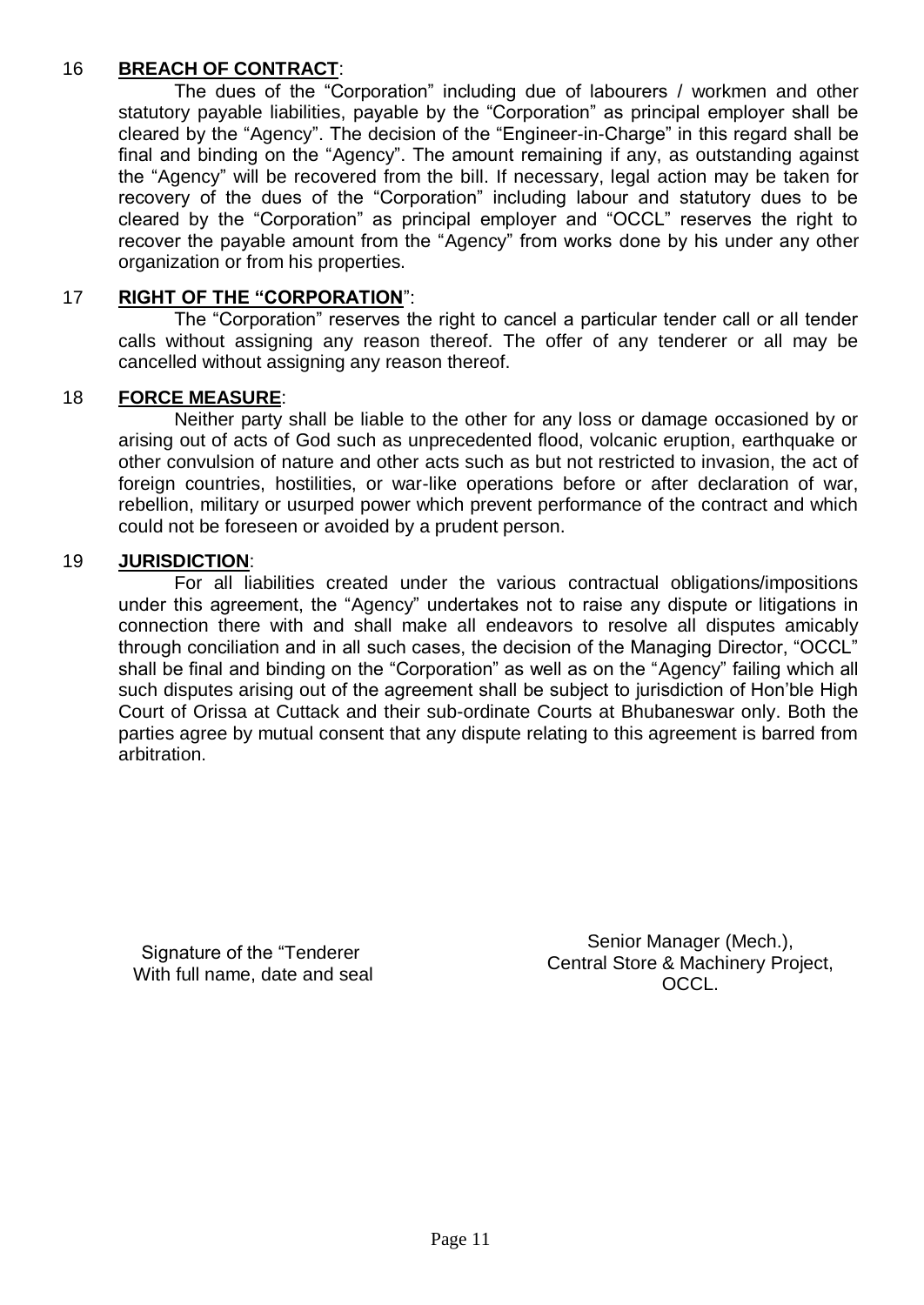16 **BREACH OF CONTRACT**:

The dues of the "Corporation" including due of labourers / workmen and other statutory payable liabilities, payable by the "Corporation" as principal employer shall be cleared by the "Agency". The decision of the "Engineer-in-Charge" in this regard shall be final and binding on the "Agency". The amount remaining if any, as outstanding against the "Agency" will be recovered from the bill. If necessary, legal action may be taken for recovery of the dues of the "Corporation" including labour and statutory dues to be cleared by the "Corporation" as principal employer and "OCCL" reserves the right to recover the payable amount from the "Agency" from works done by his under any other organization or from his properties.

17 **RIGHT OF THE "CORPORATION"**:

The "Corporation" reserves the right to cancel a particular tender call or all tender calls without assigning any reason thereof. The offer of any tenderer or all may be cancelled without assigning any reason thereof.

18 **FORCE MEASURE**:

Neither party shall be liable to the other for any loss or damage occasioned by or arising out of acts of God such as unprecedented flood, volcanic eruption, earthquake or other convulsion of nature and other acts such as but not restricted to invasion, the act of foreign countries, hostilities, or war-like operations before or after declaration of war, rebellion, military or usurped power which prevent performance of the contract and which could not be foreseen or avoided by a prudent person.

19 **JURISDICTION**:

For all liabilities created under the various contractual obligations/impositions under this agreement, the "Agency" undertakes not to raise any dispute or litigations in connection there with and shall make all endeavors to resolve all disputes amicably through conciliation and in all such cases, the decision of the Managing Director, "OCCL" shall be final and binding on the "Corporation" as well as on the "Agency" failing which all such disputes arising out of the agreement shall be subject to jurisdiction of Hon'ble High Court of Orissa at Cuttack and their sub-ordinate Courts at Bhubaneswar only. Both the parties agree by mutual consent that any dispute relating to this agreement is barred from arbitration.

Signature of the "Tenderer
With full name, date and seal

Senior Manager (Mech.),
Central Store & Machinery Project,
OCCL.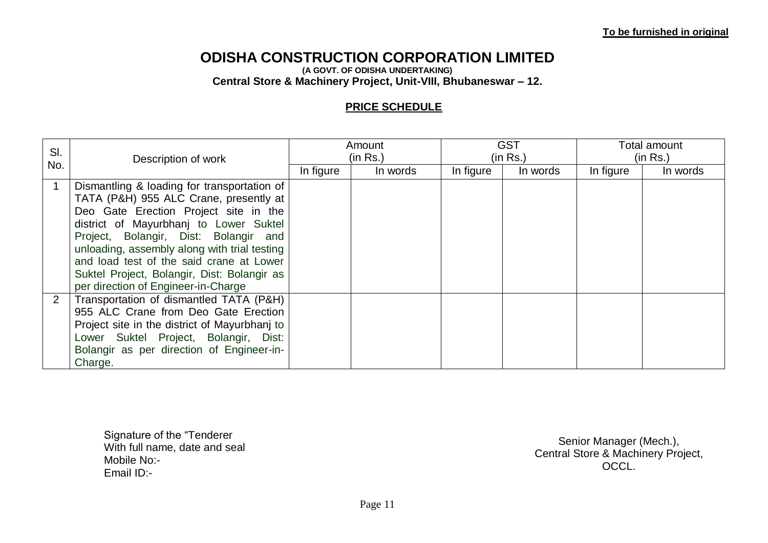**To be furnished in original**

# ODISHA CONSTRUCTION CORPORATION LIMITED

**(A GOVT. OF ODISHA UNDERTAKING)**

**Central Store & Machinery Project, Unit-VIII, Bhubaneswar – 12.**

## PRICE SCHEDULE

| Sl. No. | Description of work | Amount (in Rs.) | | GST (in Rs.) | | Total amount (in Rs.) | |
|---|---|---|---|---|---|---|---|
| | | In figure | In words | In figure | In words | In figure | In words |
| 1 | Dismantling & loading for transportation of TATA (P&H) 955 ALC Crane, presently at Deo Gate Erection Project site in the district of Mayurbhanj to Lower Suktel Project, Bolangir, Dist: Bolangir and unloading, assembly along with trial testing and load test of the said crane at Lower Suktel Project, Bolangir, Dist: Bolangir as per direction of Engineer-in-Charge | | | | | | |
| 2 | Transportation of dismantled TATA (P&H) 955 ALC Crane from Deo Gate Erection Project site in the district of Mayurbhanj to Lower Suktel Project, Bolangir, Dist: Bolangir as per direction of Engineer-in-Charge. | | | | | | |

Signature of the "Tenderer
With full name, date and seal
Mobile No:-
Email ID:-

Senior Manager (Mech.),
Central Store & Machinery Project,
OCCL.